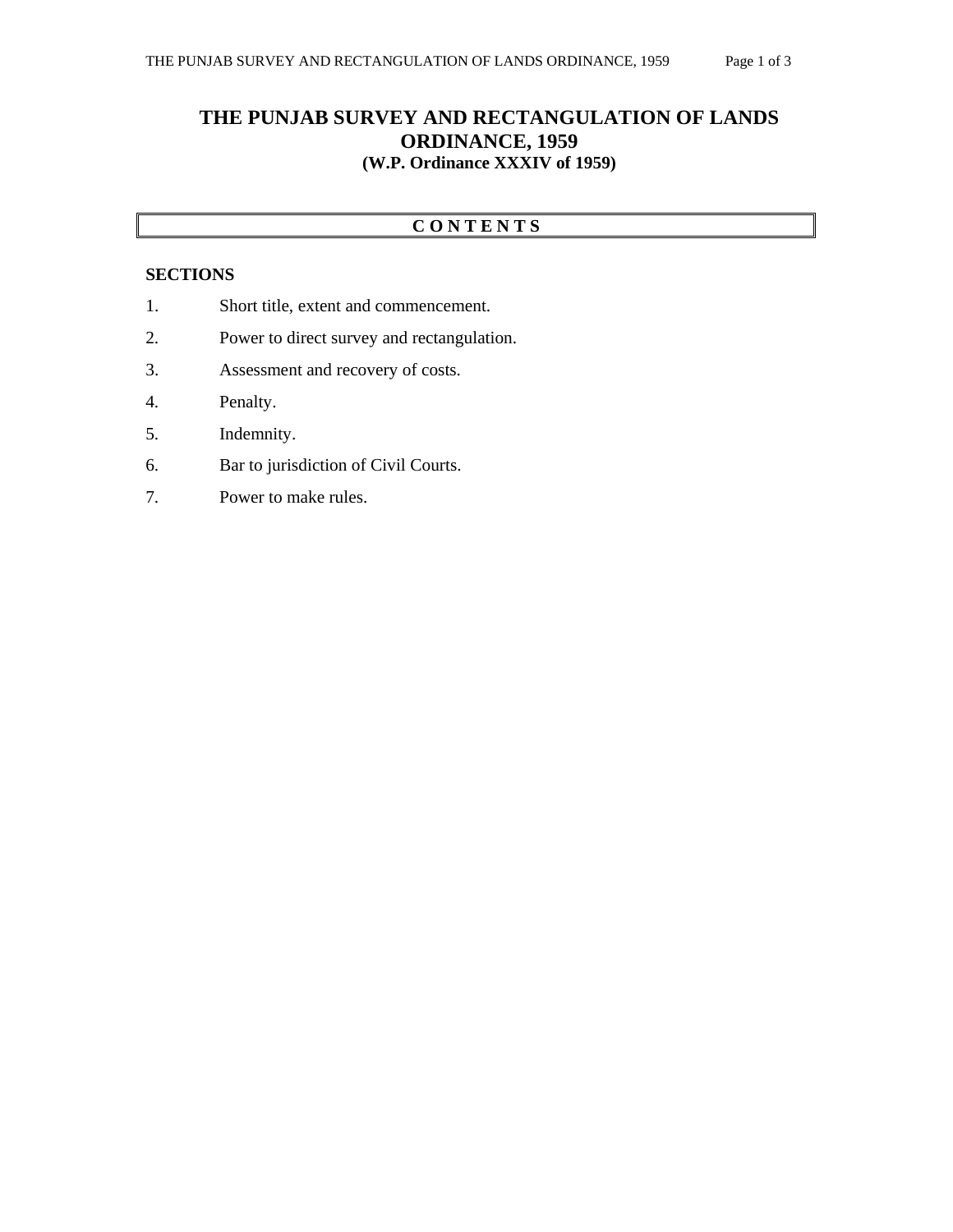# THE PUNJAB SURVEY AND RECTANGULATION OF LANDS ORDINANCE, 1959

**(W.P. Ordinance XXXIV of 1959)**

## C O N T E N T S

**SECTIONS**

1. Short title, extent and commencement.
2. Power to direct survey and rectangulation.
3. Assessment and recovery of costs.
4. Penalty.
5. Indemnity.
6. Bar to jurisdiction of Civil Courts.
7. Power to make rules.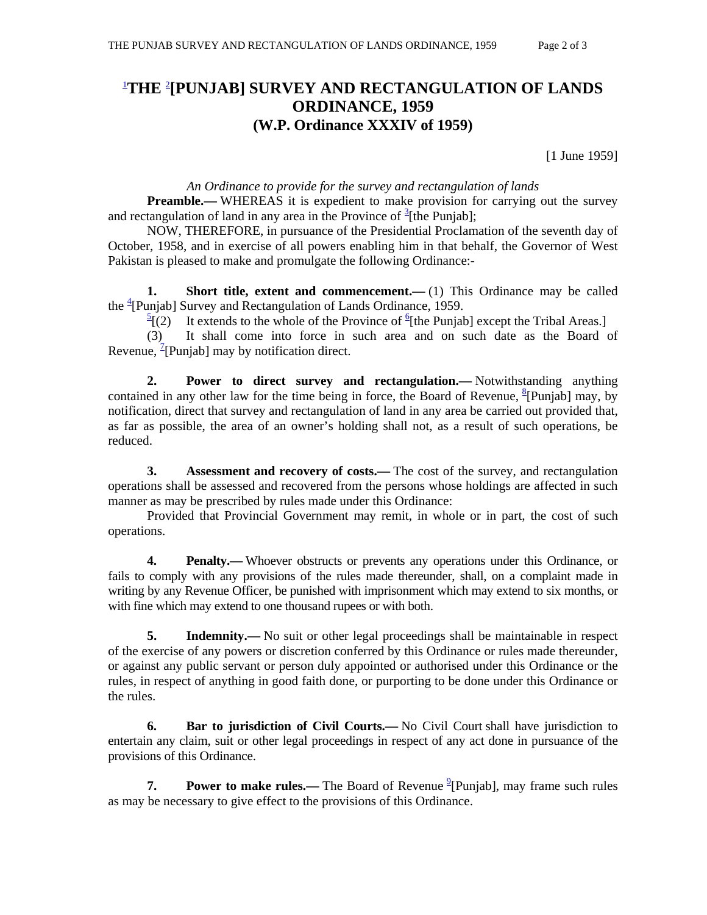# [1]THE [2][PUNJAB] SURVEY AND RECTANGULATION OF LANDS ORDINANCE, 1959
## (W.P. Ordinance XXXIV of 1959)

[1 June 1959]

*An Ordinance to provide for the survey and rectangulation of lands*

**Preamble.—** WHEREAS it is expedient to make provision for carrying out the survey and rectangulation of land in any area in the Province of [3][the Punjab];

NOW, THEREFORE, in pursuance of the Presidential Proclamation of the seventh day of October, 1958, and in exercise of all powers enabling him in that behalf, the Governor of West Pakistan is pleased to make and promulgate the following Ordinance:-

**1. Short title, extent and commencement.—** (1) This Ordinance may be called the [4][Punjab] Survey and Rectangulation of Lands Ordinance, 1959.

[5][(2) It extends to the whole of the Province of [6][the Punjab] except the Tribal Areas.]

(3) It shall come into force in such area and on such date as the Board of Revenue, [7][Punjab] may by notification direct.

**2. Power to direct survey and rectangulation.—** Notwithstanding anything contained in any other law for the time being in force, the Board of Revenue, [8][Punjab] may, by notification, direct that survey and rectangulation of land in any area be carried out provided that, as far as possible, the area of an owner's holding shall not, as a result of such operations, be reduced.

**3. Assessment and recovery of costs.—** The cost of the survey, and rectangulation operations shall be assessed and recovered from the persons whose holdings are affected in such manner as may be prescribed by rules made under this Ordinance:

Provided that Provincial Government may remit, in whole or in part, the cost of such operations.

**4. Penalty.—** Whoever obstructs or prevents any operations under this Ordinance, or fails to comply with any provisions of the rules made thereunder, shall, on a complaint made in writing by any Revenue Officer, be punished with imprisonment which may extend to six months, or with fine which may extend to one thousand rupees or with both.

**5. Indemnity.—** No suit or other legal proceedings shall be maintainable in respect of the exercise of any powers or discretion conferred by this Ordinance or rules made thereunder, or against any public servant or person duly appointed or authorised under this Ordinance or the rules, in respect of anything in good faith done, or purporting to be done under this Ordinance or the rules.

**6. Bar to jurisdiction of Civil Courts.—** No Civil Court shall have jurisdiction to entertain any claim, suit or other legal proceedings in respect of any act done in pursuance of the provisions of this Ordinance.

**7. Power to make rules.—** The Board of Revenue [9][Punjab], may frame such rules as may be necessary to give effect to the provisions of this Ordinance.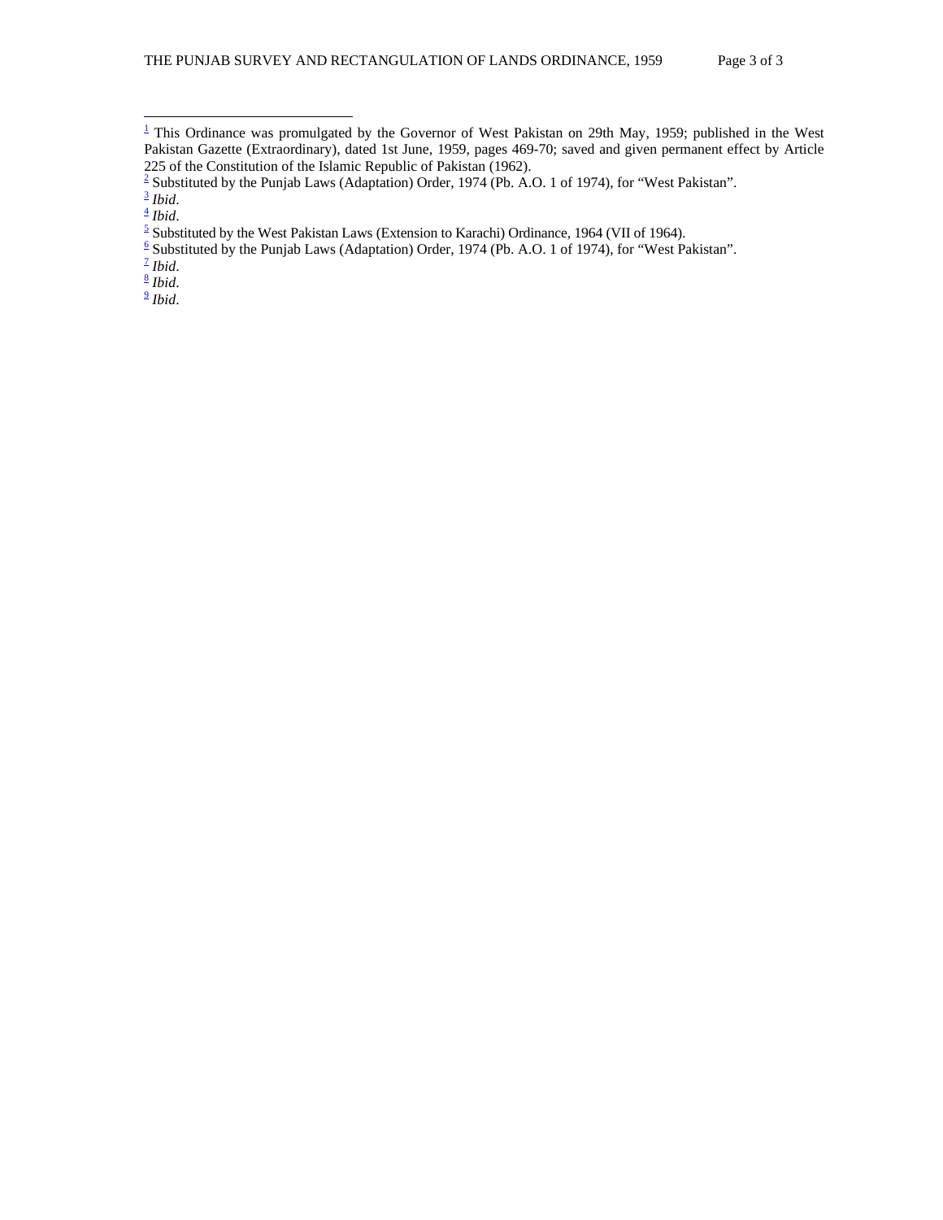[1] This Ordinance was promulgated by the Governor of West Pakistan on 29th May, 1959; published in the West Pakistan Gazette (Extraordinary), dated 1st June, 1959, pages 469-70; saved and given permanent effect by Article 225 of the Constitution of the Islamic Republic of Pakistan (1962).

[2] Substituted by the Punjab Laws (Adaptation) Order, 1974 (Pb. A.O. 1 of 1974), for "West Pakistan".

[3] *Ibid*.

[4] *Ibid*.

[5] Substituted by the West Pakistan Laws (Extension to Karachi) Ordinance, 1964 (VII of 1964).

[6] Substituted by the Punjab Laws (Adaptation) Order, 1974 (Pb. A.O. 1 of 1974), for "West Pakistan".

[7] *Ibid*.

[8] *Ibid*.

[9] *Ibid*.